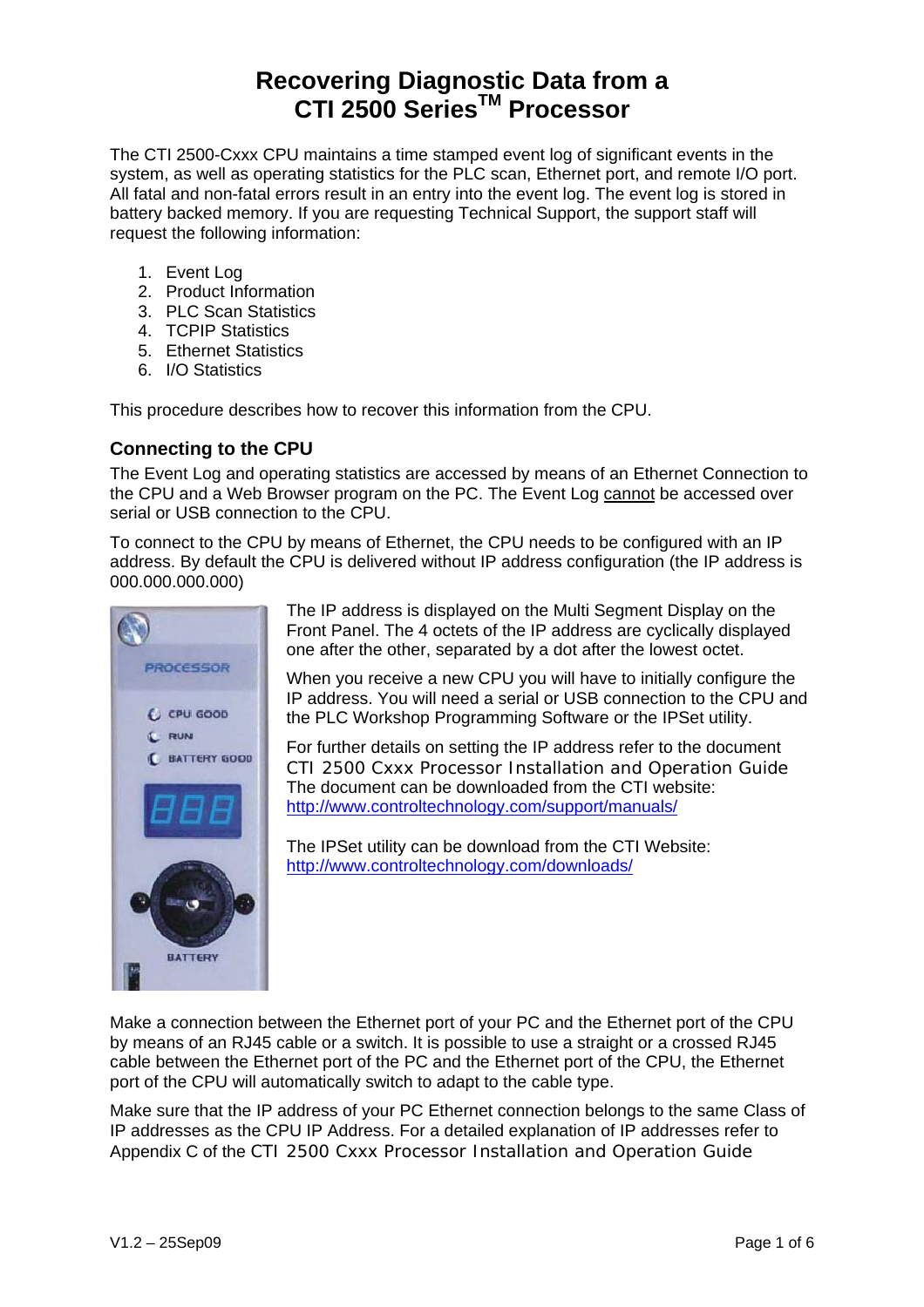# Recovering Diagnostic Data from a CTI 2500 Series™ Processor

The CTI 2500-Cxxx CPU maintains a time stamped event log of significant events in the system, as well as operating statistics for the PLC scan, Ethernet port, and remote I/O port. All fatal and non-fatal errors result in an entry into the event log. The event log is stored in battery backed memory. If you are requesting Technical Support, the support staff will request the following information:

1. Event Log
2. Product Information
3. PLC Scan Statistics
4. TCPIP Statistics
5. Ethernet Statistics
6. I/O Statistics

This procedure describes how to recover this information from the CPU.

## Connecting to the CPU

The Event Log and operating statistics are accessed by means of an Ethernet Connection to the CPU and a Web Browser program on the PC. The Event Log cannot be accessed over serial or USB connection to the CPU.

To connect to the CPU by means of Ethernet, the CPU needs to be configured with an IP address. By default the CPU is delivered without IP address configuration (the IP address is 000.000.000.000)

The IP address is displayed on the Multi Segment Display on the Front Panel. The 4 octets of the IP address are cyclically displayed one after the other, separated by a dot after the lowest octet.

When you receive a new CPU you will have to initially configure the IP address. You will need a serial or USB connection to the CPU and the PLC Workshop Programming Software or the IPSet utility.

For further details on setting the IP address refer to the document CTI 2500 Cxxx Processor Installation and Operation Guide The document can be downloaded from the CTI website: http://www.controltechnology.com/support/manuals/

The IPSet utility can be download from the CTI Website: http://www.controltechnology.com/downloads/

Make a connection between the Ethernet port of your PC and the Ethernet port of the CPU by means of an RJ45 cable or a switch. It is possible to use a straight or a crossed RJ45 cable between the Ethernet port of the PC and the Ethernet port of the CPU, the Ethernet port of the CPU will automatically switch to adapt to the cable type.

Make sure that the IP address of your PC Ethernet connection belongs to the same Class of IP addresses as the CPU IP Address. For a detailed explanation of IP addresses refer to Appendix C of the CTI 2500 Cxxx Processor Installation and Operation Guide

V1.2 – 25Sep09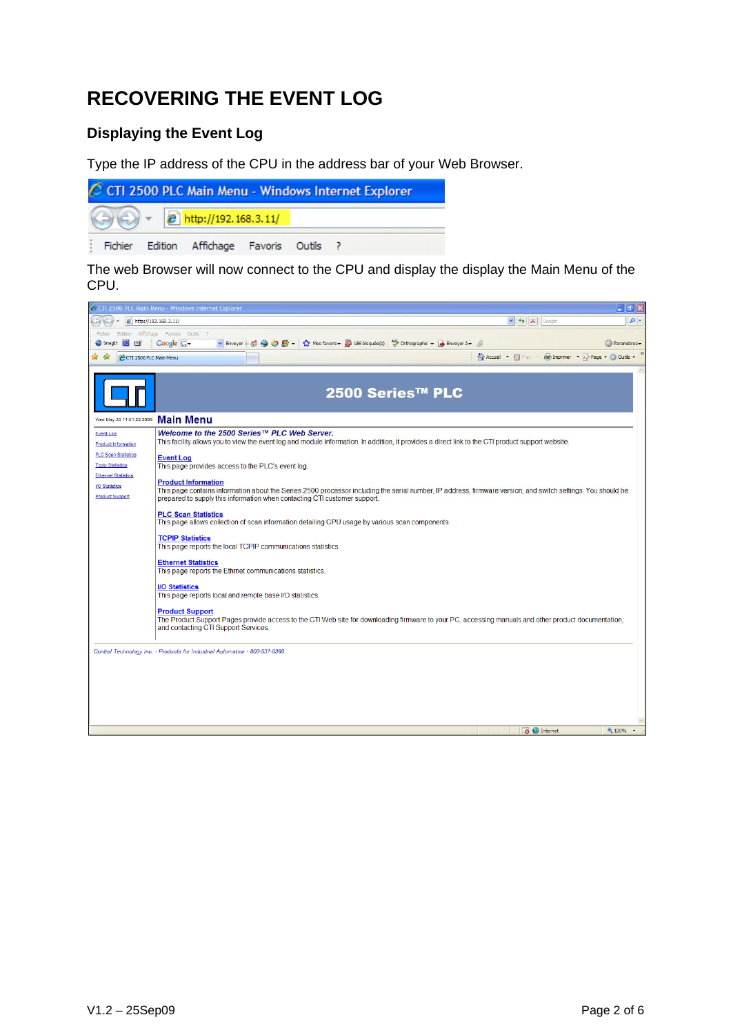# RECOVERING THE EVENT LOG

## Displaying the Event Log

Type the IP address of the CPU in the address bar of your Web Browser.

The web Browser will now connect to the CPU and display the display the Main Menu of the CPU.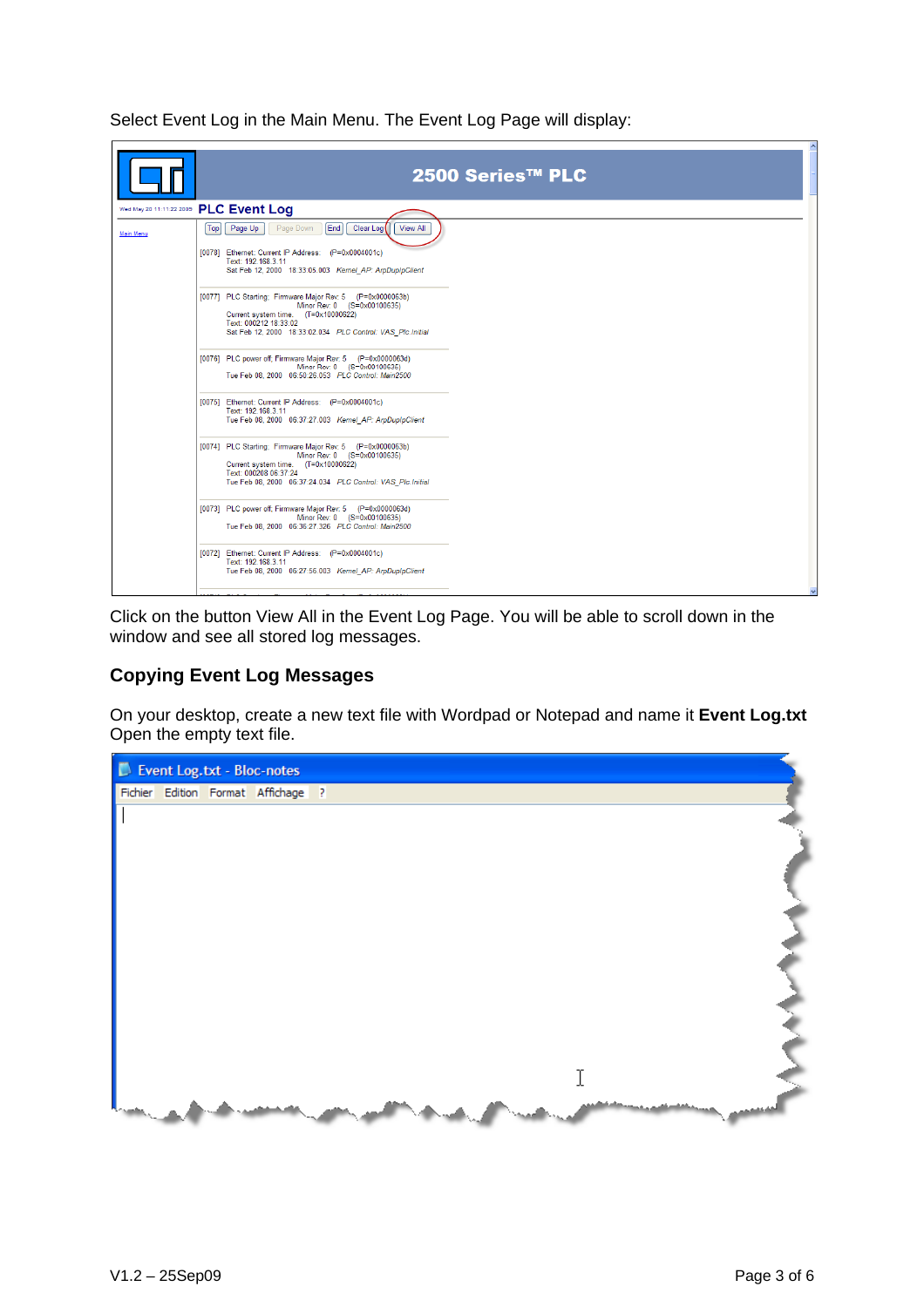Select Event Log in the Main Menu. The Event Log Page will display:

Click on the button View All in the Event Log Page. You will be able to scroll down in the window and see all stored log messages.

## Copying Event Log Messages

On your desktop, create a new text file with Wordpad or Notepad and name it **Event Log.txt** Open the empty text file.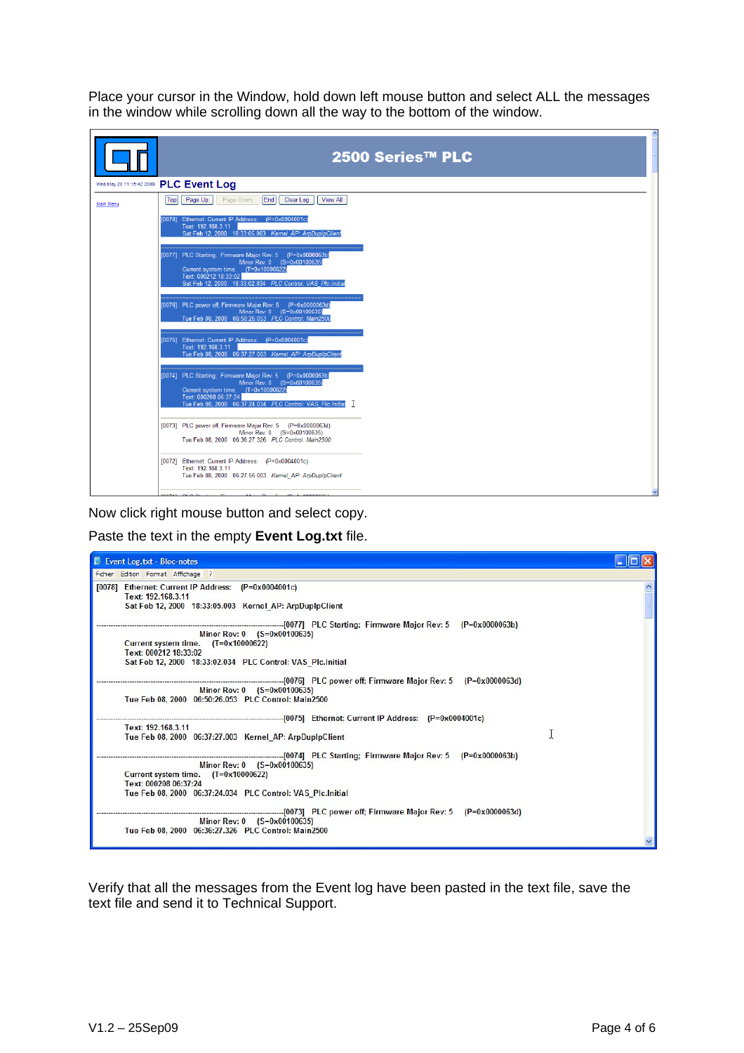Place your cursor in the Window, hold down left mouse button and select ALL the messages in the window while scrolling down all the way to the bottom of the window.

Now click right mouse button and select copy.

Paste the text in the empty **Event Log.txt** file.

Verify that all the messages from the Event log have been pasted in the text file, save the text file and send it to Technical Support.

V1.2 – 25Sep09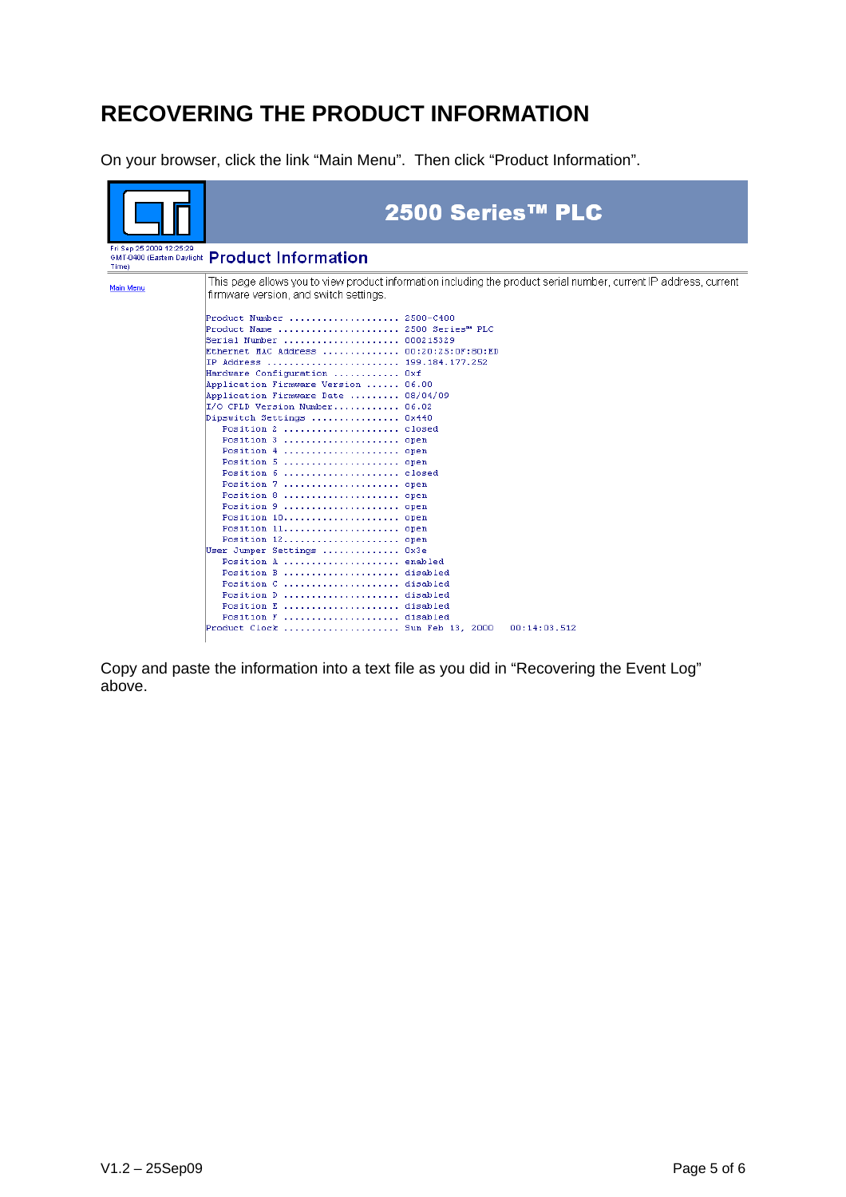# RECOVERING THE PRODUCT INFORMATION

On your browser, click the link "Main Menu". Then click "Product Information".

**2500 Series™ PLC**

Fri Sep 25 2009 12:25:29 GMT-0400 (Eastern Daylight Time)

## Product Information

Main Menu

This page allows you to view product information including the product serial number, current IP address, current firmware version, and switch settings.

```
Product Number .................... 2500-C400
Product Name ...................... 2500 Series™ PLC
Serial Number ..................... 000215329
Ethernet MAC Address .............. 00:20:25:0F:80:ED
IP Address ........................ 199.184.177.252
Hardware Configuration ............ 0xf
Application Firmware Version ...... 06.00
Application Firmware Date ......... 08/04/09
I/O CPLD Version Number............ 06.02
Dipswitch Settings ................ 0x440
   Position 2 ..................... closed
   Position 3 ..................... open
   Position 4 ..................... open
   Position 5 ..................... open
   Position 6 ..................... closed
   Position 7 ..................... open
   Position 8 ..................... open
   Position 9 ..................... open
   Position 10..................... open
   Position 11..................... open
   Position 12..................... open
User Jumper Settings .............. 0x3e
   Position A ..................... enabled
   Position B ..................... disabled
   Position C ..................... disabled
   Position D ..................... disabled
   Position E ..................... disabled
   Position F ..................... disabled
Product Clock ..................... Sun Feb 13, 2000   00:14:03.512
```

Copy and paste the information into a text file as you did in "Recovering the Event Log" above.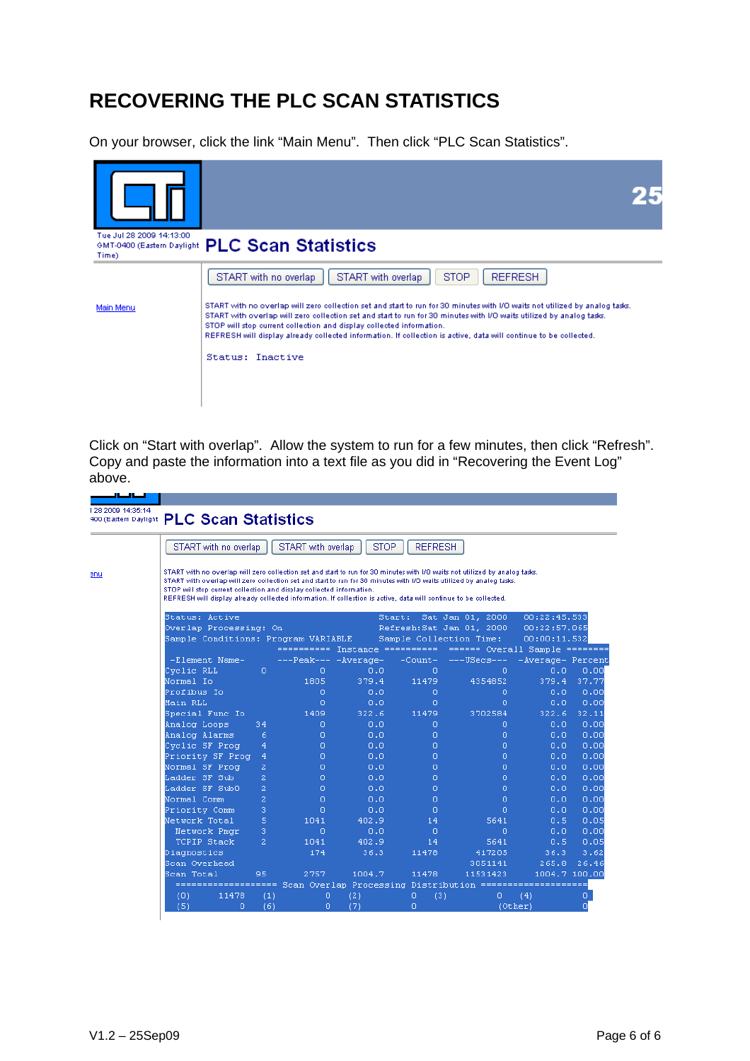# RECOVERING THE PLC SCAN STATISTICS

On your browser, click the link "Main Menu". Then click "PLC Scan Statistics".

Click on "Start with overlap". Allow the system to run for a few minutes, then click "Refresh". Copy and paste the information into a text file as you did in "Recovering the Event Log" above.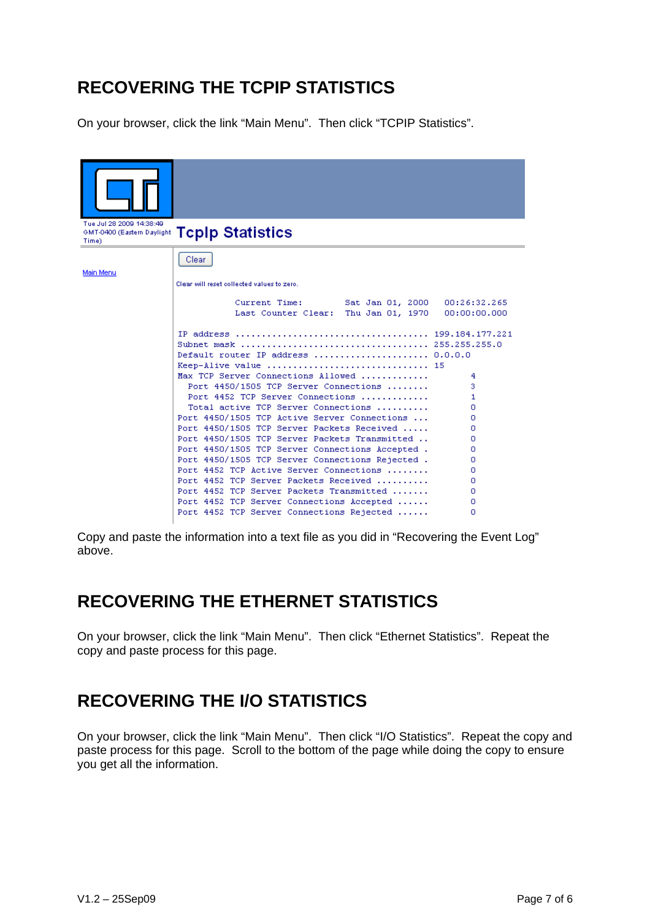# RECOVERING THE TCPIP STATISTICS

On your browser, click the link "Main Menu". Then click "TCPIP Statistics".

Tue Jul 28 2009 14:38:49 GMT-0400 (Eastern Daylight Time)

## TcpIp Statistics

Main Menu

Clear

Clear will reset collected values to zero.

```
          Current Time:       Sat Jan 01, 2000   00:26:32.265
          Last Counter Clear: Thu Jan 01, 1970   00:00:00.000

IP address .................................... 199.184.177.221
Subnet mask ................................... 255.255.255.0
Default router IP address ..................... 0.0.0.0
Keep-Alive value .............................. 15
Max TCP Server Connections Allowed ............        4
  Port 4450/1505 TCP Server Connections ........        3
  Port 4452 TCP Server Connections .............        1
  Total active TCP Server Connections ..........        0
Port 4450/1505 TCP Active Server Connections ...        0
Port 4450/1505 TCP Server Packets Received .....        0
Port 4450/1505 TCP Server Packets Transmitted ..        0
Port 4450/1505 TCP Server Connections Accepted .        0
Port 4450/1505 TCP Server Connections Rejected .        0
Port 4452 TCP Active Server Connections ........        0
Port 4452 TCP Server Packets Received ..........        0
Port 4452 TCP Server Packets Transmitted .......        0
Port 4452 TCP Server Connections Accepted ......        0
Port 4452 TCP Server Connections Rejected ......        0
```

Copy and paste the information into a text file as you did in "Recovering the Event Log" above.

# RECOVERING THE ETHERNET STATISTICS

On your browser, click the link "Main Menu". Then click "Ethernet Statistics". Repeat the copy and paste process for this page.

# RECOVERING THE I/O STATISTICS

On your browser, click the link "Main Menu". Then click "I/O Statistics". Repeat the copy and paste process for this page. Scroll to the bottom of the page while doing the copy to ensure you get all the information.